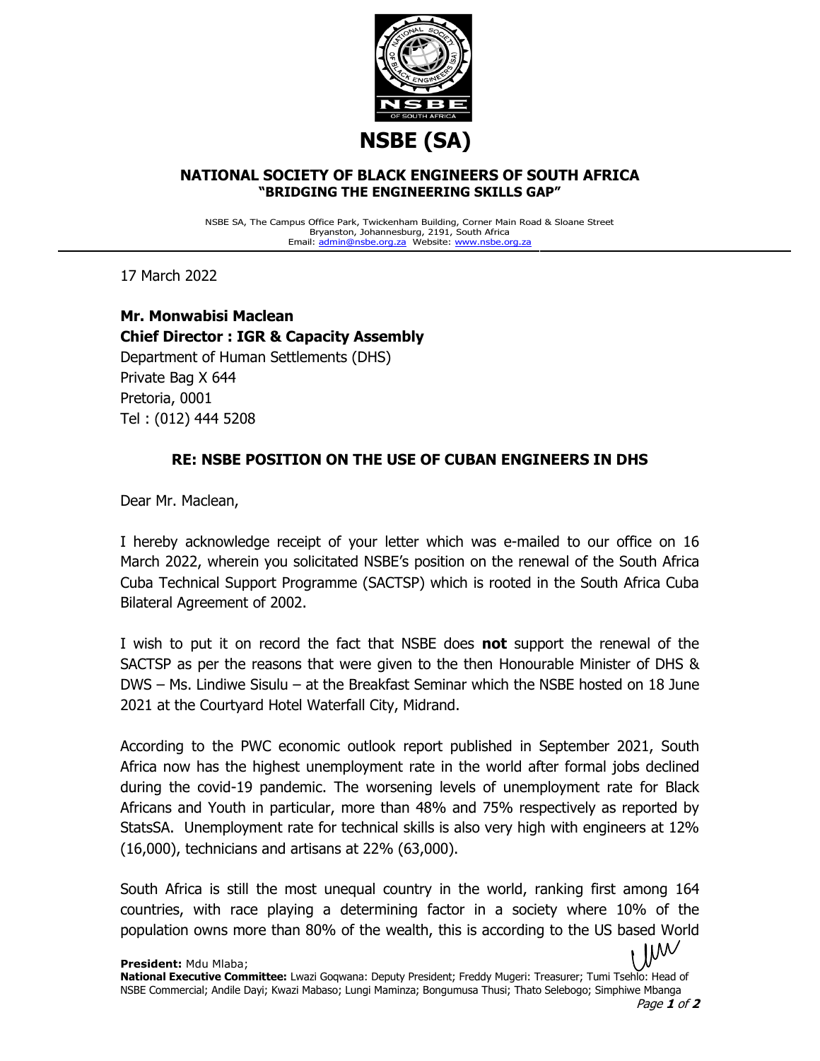# NSBE (SA)

**NATIONAL SOCIETY OF BLACK ENGINEERS OF SOUTH AFRICA**
**"BRIDGING THE ENGINEERING SKILLS GAP"**

NSBE SA, The Campus Office Park, Twickenham Building, Corner Main Road & Sloane Street
Bryanston, Johannesburg, 2191, South Africa
Email: admin@nsbe.org.za Website: www.nsbe.org.za

17 March 2022

**Mr. Monwabisi Maclean**
**Chief Director : IGR & Capacity Assembly**
Department of Human Settlements (DHS)
Private Bag X 644
Pretoria, 0001
Tel : (012) 444 5208

**RE: NSBE POSITION ON THE USE OF CUBAN ENGINEERS IN DHS**

Dear Mr. Maclean,

I hereby acknowledge receipt of your letter which was e-mailed to our office on 16 March 2022, wherein you solicitated NSBE's position on the renewal of the South Africa Cuba Technical Support Programme (SACTSP) which is rooted in the South Africa Cuba Bilateral Agreement of 2002.

I wish to put it on record the fact that NSBE does **not** support the renewal of the SACTSP as per the reasons that were given to the then Honourable Minister of DHS & DWS – Ms. Lindiwe Sisulu – at the Breakfast Seminar which the NSBE hosted on 18 June 2021 at the Courtyard Hotel Waterfall City, Midrand.

According to the PWC economic outlook report published in September 2021, South Africa now has the highest unemployment rate in the world after formal jobs declined during the covid-19 pandemic. The worsening levels of unemployment rate for Black Africans and Youth in particular, more than 48% and 75% respectively as reported by StatsSA. Unemployment rate for technical skills is also very high with engineers at 12% (16,000), technicians and artisans at 22% (63,000).

South Africa is still the most unequal country in the world, ranking first among 164 countries, with race playing a determining factor in a society where 10% of the population owns more than 80% of the wealth, this is according to the US based World

**President:** Mdu Mlaba;
**National Executive Committee:** Lwazi Goqwana: Deputy President; Freddy Mugeri: Treasurer; Tumi Tsehlo: Head of NSBE Commercial; Andile Dayi; Kwazi Mabaso; Lungi Maminza; Bongumusa Thusi; Thato Selebogo; Simphiwe Mbanga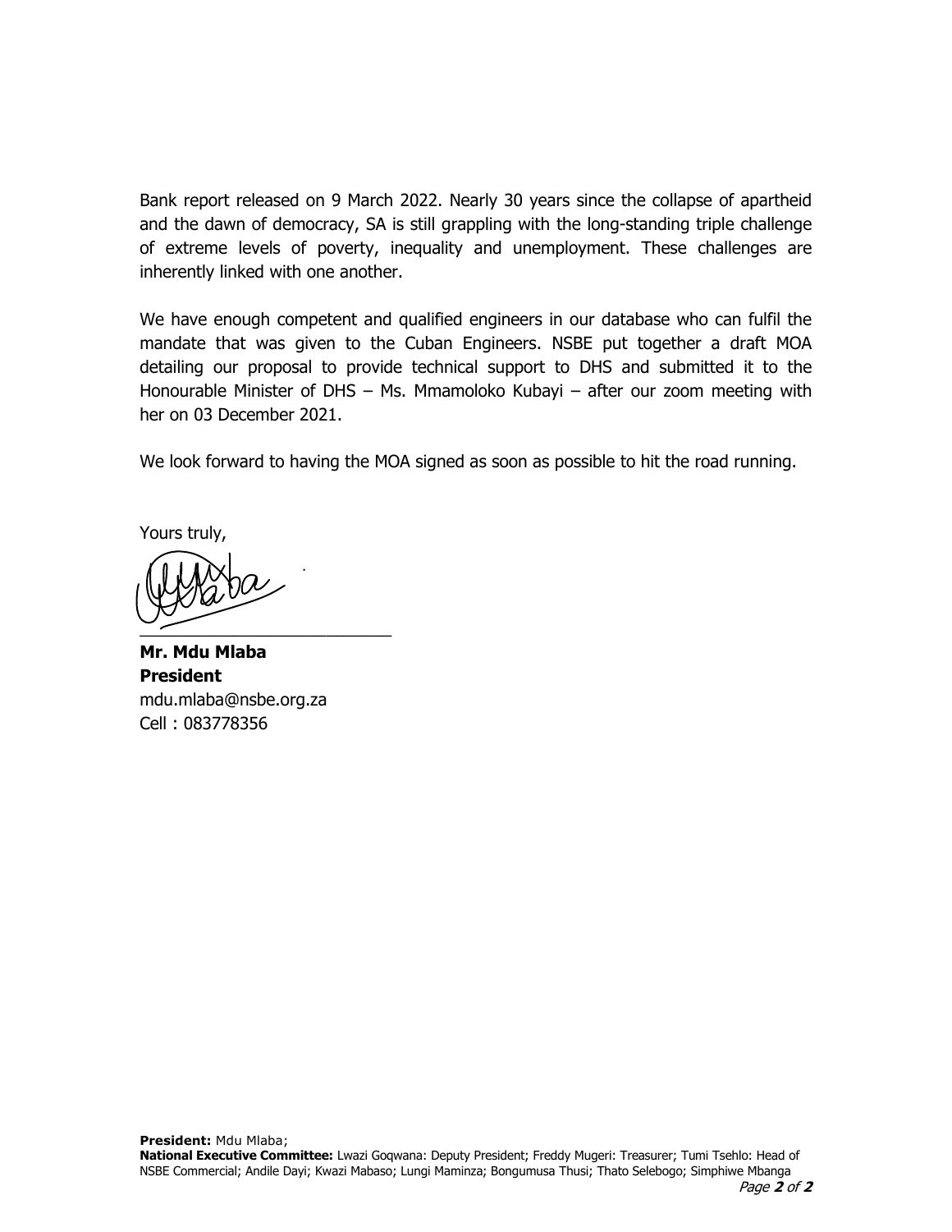Bank report released on 9 March 2022. Nearly 30 years since the collapse of apartheid and the dawn of democracy, SA is still grappling with the long-standing triple challenge of extreme levels of poverty, inequality and unemployment. These challenges are inherently linked with one another.

We have enough competent and qualified engineers in our database who can fulfil the mandate that was given to the Cuban Engineers. NSBE put together a draft MOA detailing our proposal to provide technical support to DHS and submitted it to the Honourable Minister of DHS – Ms. Mmamoloko Kubayi – after our zoom meeting with her on 03 December 2021.

We look forward to having the MOA signed as soon as possible to hit the road running.

Yours truly,

___________________________

**Mr. Mdu Mlaba**
**President**
mdu.mlaba@nsbe.org.za
Cell : 083778356

**President:** Mdu Mlaba;
**National Executive Committee:** Lwazi Goqwana: Deputy President; Freddy Mugeri: Treasurer; Tumi Tsehlo: Head of NSBE Commercial; Andile Dayi; Kwazi Mabaso; Lungi Maminza; Bongumusa Thusi; Thato Selebogo; Simphiwe Mbanga